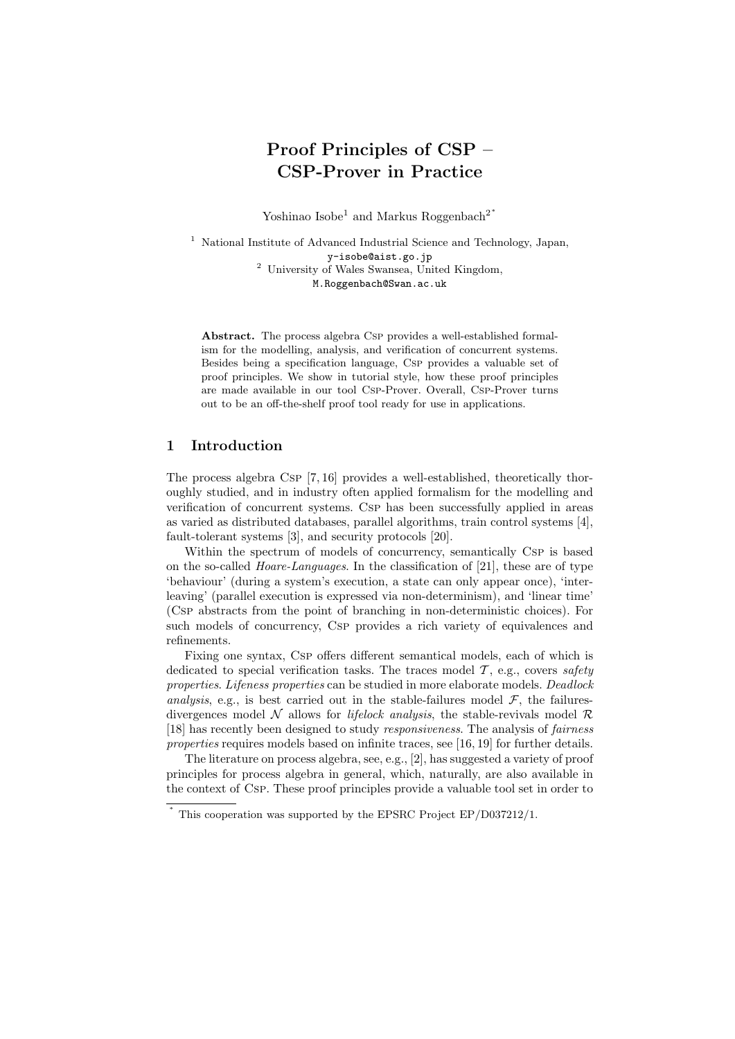# Proof Principles of CSP – CSP-Prover in Practice

Yoshinao Isobe[1] and Markus Roggenbach[2*]

[1] National Institute of Advanced Industrial Science and Technology, Japan,
y-isobe@aist.go.jp

[2] University of Wales Swansea, United Kingdom,
M.Roggenbach@Swan.ac.uk

**Abstract.** The process algebra Csp provides a well-established formalism for the modelling, analysis, and verification of concurrent systems. Besides being a specification language, Csp provides a valuable set of proof principles. We show in tutorial style, how these proof principles are made available in our tool Csp-Prover. Overall, Csp-Prover turns out to be an off-the-shelf proof tool ready for use in applications.

## 1 Introduction

The process algebra Csp [7, 16] provides a well-established, theoretically thoroughly studied, and in industry often applied formalism for the modelling and verification of concurrent systems. Csp has been successfully applied in areas as varied as distributed databases, parallel algorithms, train control systems [4], fault-tolerant systems [3], and security protocols [20].

Within the spectrum of models of concurrency, semantically Csp is based on the so-called *Hoare-Languages*. In the classification of [21], these are of type 'behaviour' (during a system's execution, a state can only appear once), 'interleaving' (parallel execution is expressed via non-determinism), and 'linear time' (Csp abstracts from the point of branching in non-deterministic choices). For such models of concurrency, Csp provides a rich variety of equivalences and refinements.

Fixing one syntax, Csp offers different semantical models, each of which is dedicated to special verification tasks. The traces model $\mathcal{T}$, e.g., covers *safety properties*. *Lifeness properties* can be studied in more elaborate models. *Deadlock analysis*, e.g., is best carried out in the stable-failures model $\mathcal{F}$, the failures-divergences model $\mathcal{N}$ allows for *lifelock analysis*, the stable-revivals model $\mathcal{R}$ [18] has recently been designed to study *responsiveness*. The analysis of *fairness properties* requires models based on infinite traces, see [16, 19] for further details.

The literature on process algebra, see, e.g., [2], has suggested a variety of proof principles for process algebra in general, which, naturally, are also available in the context of Csp. These proof principles provide a valuable tool set in order to

* This cooperation was supported by the EPSRC Project EP/D037212/1.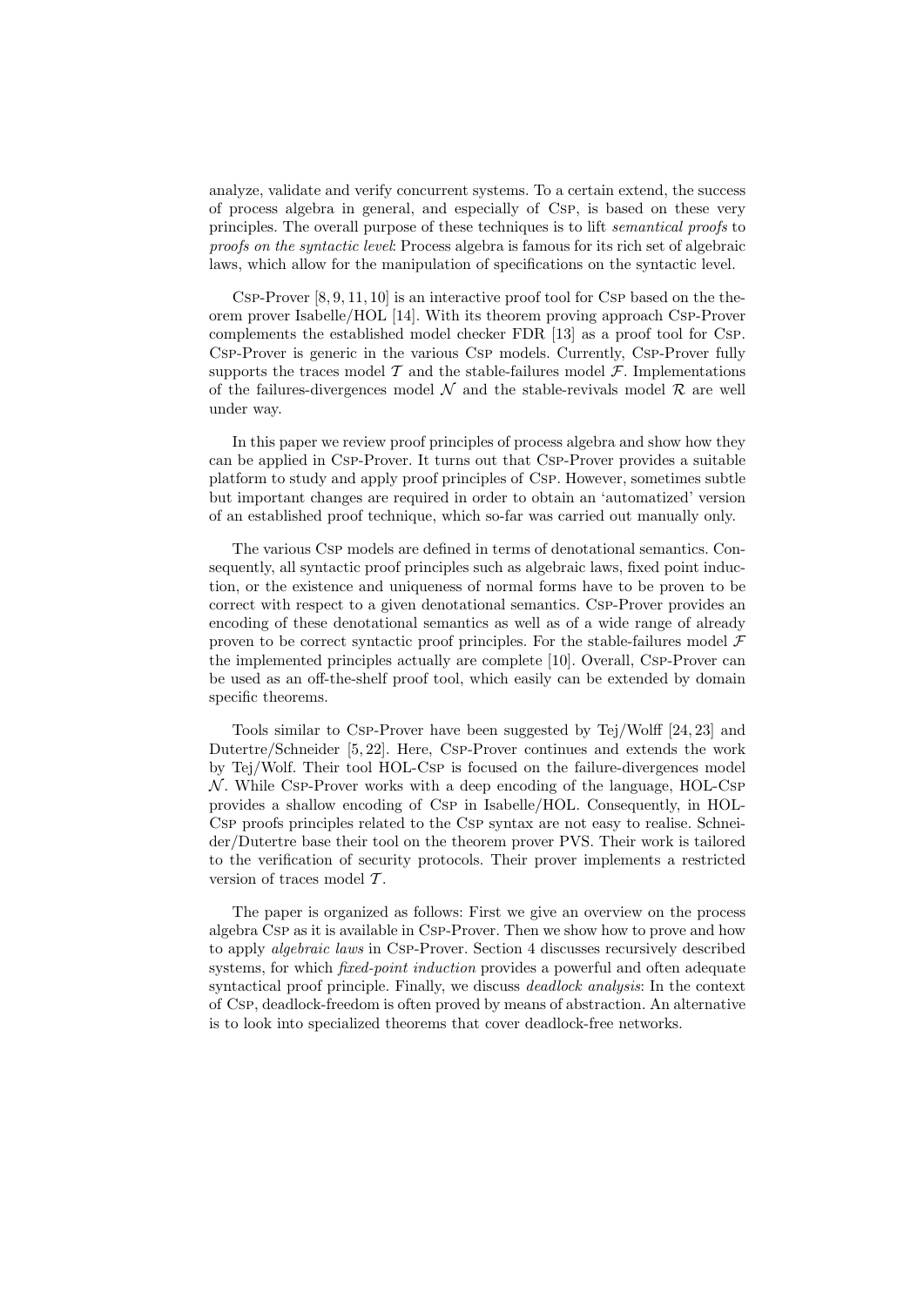analyze, validate and verify concurrent systems. To a certain extend, the success of process algebra in general, and especially of Csp, is based on these very principles. The overall purpose of these techniques is to lift *semantical proofs* to *proofs on the syntactic level*: Process algebra is famous for its rich set of algebraic laws, which allow for the manipulation of specifications on the syntactic level.

Csp-Prover [8, 9, 11, 10] is an interactive proof tool for Csp based on the theorem prover Isabelle/HOL [14]. With its theorem proving approach Csp-Prover complements the established model checker FDR [13] as a proof tool for Csp. Csp-Prover is generic in the various Csp models. Currently, Csp-Prover fully supports the traces model $\mathcal{T}$ and the stable-failures model $\mathcal{F}$. Implementations of the failures-divergences model $\mathcal{N}$ and the stable-revivals model $\mathcal{R}$ are well under way.

In this paper we review proof principles of process algebra and show how they can be applied in Csp-Prover. It turns out that Csp-Prover provides a suitable platform to study and apply proof principles of Csp. However, sometimes subtle but important changes are required in order to obtain an 'automatized' version of an established proof technique, which so-far was carried out manually only.

The various Csp models are defined in terms of denotational semantics. Consequently, all syntactic proof principles such as algebraic laws, fixed point induction, or the existence and uniqueness of normal forms have to be proven to be correct with respect to a given denotational semantics. Csp-Prover provides an encoding of these denotational semantics as well as of a wide range of already proven to be correct syntactic proof principles. For the stable-failures model $\mathcal{F}$ the implemented principles actually are complete [10]. Overall, Csp-Prover can be used as an off-the-shelf proof tool, which easily can be extended by domain specific theorems.

Tools similar to Csp-Prover have been suggested by Tej/Wolff [24, 23] and Dutertre/Schneider [5, 22]. Here, Csp-Prover continues and extends the work by Tej/Wolf. Their tool HOL-Csp is focused on the failure-divergences model $\mathcal{N}$. While Csp-Prover works with a deep encoding of the language, HOL-Csp provides a shallow encoding of Csp in Isabelle/HOL. Consequently, in HOL-Csp proofs principles related to the Csp syntax are not easy to realise. Schneider/Dutertre base their tool on the theorem prover PVS. Their work is tailored to the verification of security protocols. Their prover implements a restricted version of traces model $\mathcal{T}$.

The paper is organized as follows: First we give an overview on the process algebra Csp as it is available in Csp-Prover. Then we show how to prove and how to apply *algebraic laws* in Csp-Prover. Section 4 discusses recursively described systems, for which *fixed-point induction* provides a powerful and often adequate syntactical proof principle. Finally, we discuss *deadlock analysis*: In the context of Csp, deadlock-freedom is often proved by means of abstraction. An alternative is to look into specialized theorems that cover deadlock-free networks.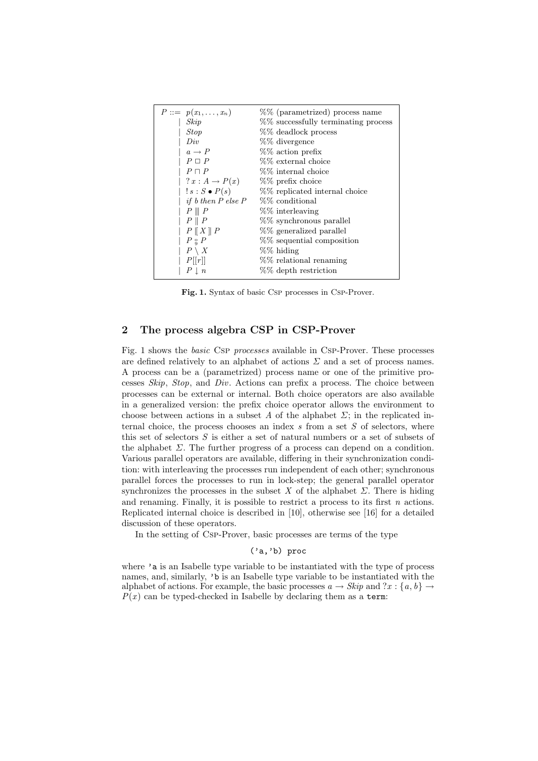| | | |
|---|---|---|
| $P ::=$ | $p(x_1, \ldots, x_n)$ | %% (parametrized) process name |
| $\mid$ | *Skip* | %% successfully terminating process |
| $\mid$ | *Stop* | %% deadlock process |
| $\mid$ | *Div* | %% divergence |
| $\mid$ | $a \to P$ | %% action prefix |
| $\mid$ | $P \mathbin{\Box} P$ | %% external choice |
| $\mid$ | $P \sqcap P$ | %% internal choice |
| $\mid$ | $?\, x : A \to P(x)$ | %% prefix choice |
| $\mid$ | $!\, s : S \bullet P(s)$ | %% replicated internal choice |
| $\mid$ | *if b then P else P* | %% conditional |
| $\mid$ | $P \mathbin{\vert\vert\vert} P$ | %% interleaving |
| $\mid$ | $P \parallel P$ | %% synchronous parallel |
| $\mid$ | $P \mathbin{[\![ X ]\!]} P$ | %% generalized parallel |
| $\mid$ | $P \mathbin{;} P$ | %% sequential composition |
| $\mid$ | $P \setminus X$ | %% hiding |
| $\mid$ | $P[[r]]$ | %% relational renaming |
| $\mid$ | $P \downarrow n$ | %% depth restriction |

**Fig. 1.** Syntax of basic Csp processes in Csp-Prover.

## 2 The process algebra CSP in CSP-Prover

Fig. 1 shows the *basic* Csp *processes* available in Csp-Prover. These processes are defined relatively to an alphabet of actions $\Sigma$ and a set of process names. A process can be a (parametrized) process name or one of the primitive processes *Skip*, *Stop*, and *Div*. Actions can prefix a process. The choice between processes can be external or internal. Both choice operators are also available in a generalized version: the prefix choice operator allows the environment to choose between actions in a subset $A$ of the alphabet $\Sigma$; in the replicated internal choice, the process chooses an index $s$ from a set $S$ of selectors, where this set of selectors $S$ is either a set of natural numbers or a set of subsets of the alphabet $\Sigma$. The further progress of a process can depend on a condition. Various parallel operators are available, differing in their synchronization condition: with interleaving the processes run independent of each other; synchronous parallel forces the processes to run in lock-step; the general parallel operator synchronizes the processes in the subset $X$ of the alphabet $\Sigma$. There is hiding and renaming. Finally, it is possible to restrict a process to its first $n$ actions. Replicated internal choice is described in [10], otherwise see [16] for a detailed discussion of these operators.

In the setting of Csp-Prover, basic processes are terms of the type

```
('a,'b) proc
```

where `'a` is an Isabelle type variable to be instantiated with the type of process names, and, similarly, `'b` is an Isabelle type variable to be instantiated with the alphabet of actions. For example, the basic processes $a \to Skip$ and $?x : \{a, b\} \to P(x)$ can be typed-checked in Isabelle by declaring them as a `term`: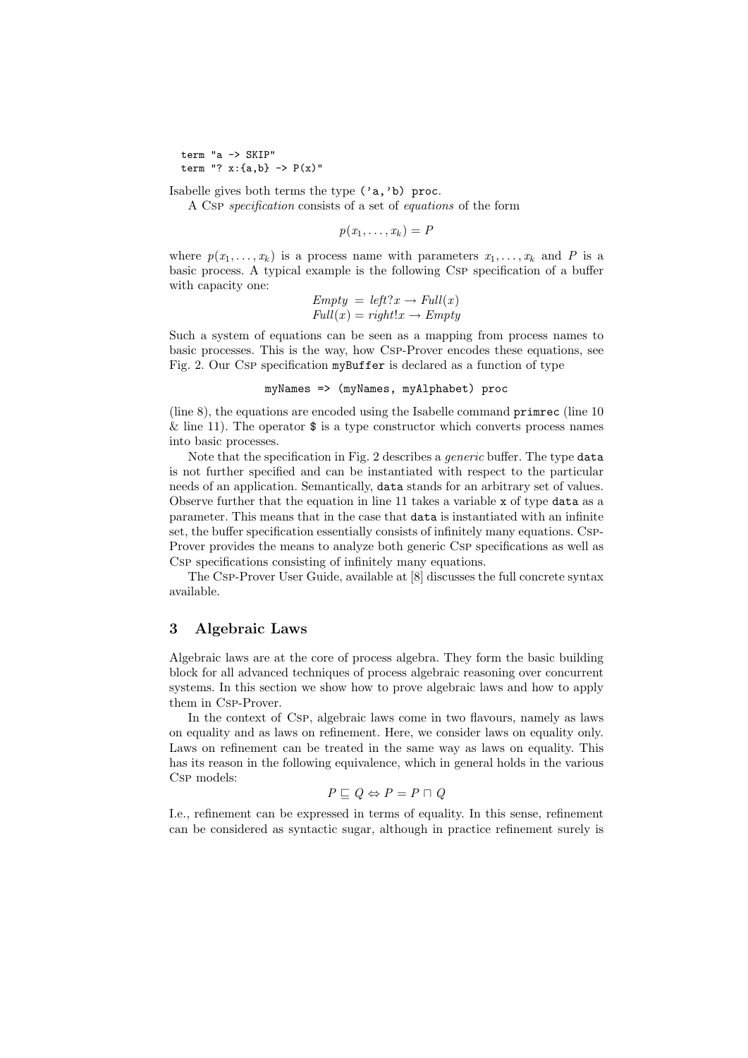```
term "a -> SKIP"
term "? x:{a,b} -> P(x)"
```

Isabelle gives both terms the type `('a,'b) proc`.

A CSP *specification* consists of a set of *equations* of the form

$$p(x_1, \ldots, x_k) = P$$

where $p(x_1, \ldots, x_k)$ is a process name with parameters $x_1, \ldots, x_k$ and $P$ is a basic process. A typical example is the following CSP specification of a buffer with capacity one:

$$\begin{aligned} \mathit{Empty} &= \mathit{left}?x \rightarrow \mathit{Full}(x) \\ \mathit{Full}(x) &= \mathit{right}!x \rightarrow \mathit{Empty} \end{aligned}$$

Such a system of equations can be seen as a mapping from process names to basic processes. This is the way, how CSP-Prover encodes these equations, see Fig. 2. Our CSP specification `myBuffer` is declared as a function of type

```
myNames => (myNames, myAlphabet) proc
```

(line 8), the equations are encoded using the Isabelle command `primrec` (line 10 & line 11). The operator `$` is a type constructor which converts process names into basic processes.

Note that the specification in Fig. 2 describes a *generic* buffer. The type `data` is not further specified and can be instantiated with respect to the particular needs of an application. Semantically, `data` stands for an arbitrary set of values. Observe further that the equation in line 11 takes a variable `x` of type `data` as a parameter. This means that in the case that `data` is instantiated with an infinite set, the buffer specification essentially consists of infinitely many equations. CSP-Prover provides the means to analyze both generic CSP specifications as well as CSP specifications consisting of infinitely many equations.

The CSP-Prover User Guide, available at [8] discusses the full concrete syntax available.

## 3 Algebraic Laws

Algebraic laws are at the core of process algebra. They form the basic building block for all advanced techniques of process algebraic reasoning over concurrent systems. In this section we show how to prove algebraic laws and how to apply them in CSP-Prover.

In the context of CSP, algebraic laws come in two flavours, namely as laws on equality and as laws on refinement. Here, we consider laws on equality only. Laws on refinement can be treated in the same way as laws on equality. This has its reason in the following equivalence, which in general holds in the various CSP models:

$$P \sqsubseteq Q \Leftrightarrow P = P \sqcap Q$$

I.e., refinement can be expressed in terms of equality. In this sense, refinement can be considered as syntactic sugar, although in practice refinement surely is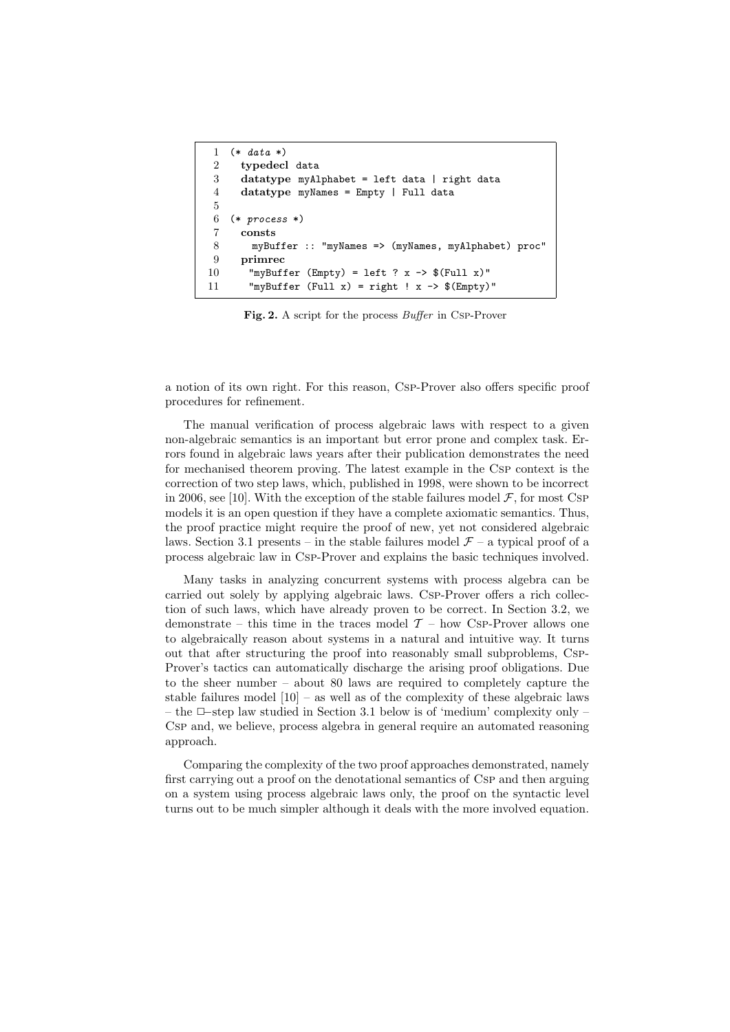```
1  (* data *)
2    typedecl data
3    datatype myAlphabet = left data | right data
4    datatype myNames = Empty | Full data
5
6  (* process *)
7    consts
8      myBuffer :: "myNames => (myNames, myAlphabet) proc"
9    primrec
10     "myBuffer (Empty) = left ? x -> $(Full x)"
11     "myBuffer (Full x) = right ! x -> $(Empty)"
```

**Fig. 2.** A script for the process *Buffer* in Csp-Prover

a notion of its own right. For this reason, Csp-Prover also offers specific proof procedures for refinement.

The manual verification of process algebraic laws with respect to a given non-algebraic semantics is an important but error prone and complex task. Errors found in algebraic laws years after their publication demonstrates the need for mechanised theorem proving. The latest example in the Csp context is the correction of two step laws, which, published in 1998, were shown to be incorrect in 2006, see [10]. With the exception of the stable failures model $\mathcal{F}$, for most Csp models it is an open question if they have a complete axiomatic semantics. Thus, the proof practice might require the proof of new, yet not considered algebraic laws. Section 3.1 presents – in the stable failures model $\mathcal{F}$ – a typical proof of a process algebraic law in Csp-Prover and explains the basic techniques involved.

Many tasks in analyzing concurrent systems with process algebra can be carried out solely by applying algebraic laws. Csp-Prover offers a rich collection of such laws, which have already proven to be correct. In Section 3.2, we demonstrate – this time in the traces model $\mathcal{T}$ – how Csp-Prover allows one to algebraically reason about systems in a natural and intuitive way. It turns out that after structuring the proof into reasonably small subproblems, Csp-Prover's tactics can automatically discharge the arising proof obligations. Due to the sheer number – about 80 laws are required to completely capture the stable failures model [10] – as well as of the complexity of these algebraic laws – the $\Box$–step law studied in Section 3.1 below is of 'medium' complexity only – Csp and, we believe, process algebra in general require an automated reasoning approach.

Comparing the complexity of the two proof approaches demonstrated, namely first carrying out a proof on the denotational semantics of Csp and then arguing on a system using process algebraic laws only, the proof on the syntactic level turns out to be much simpler although it deals with the more involved equation.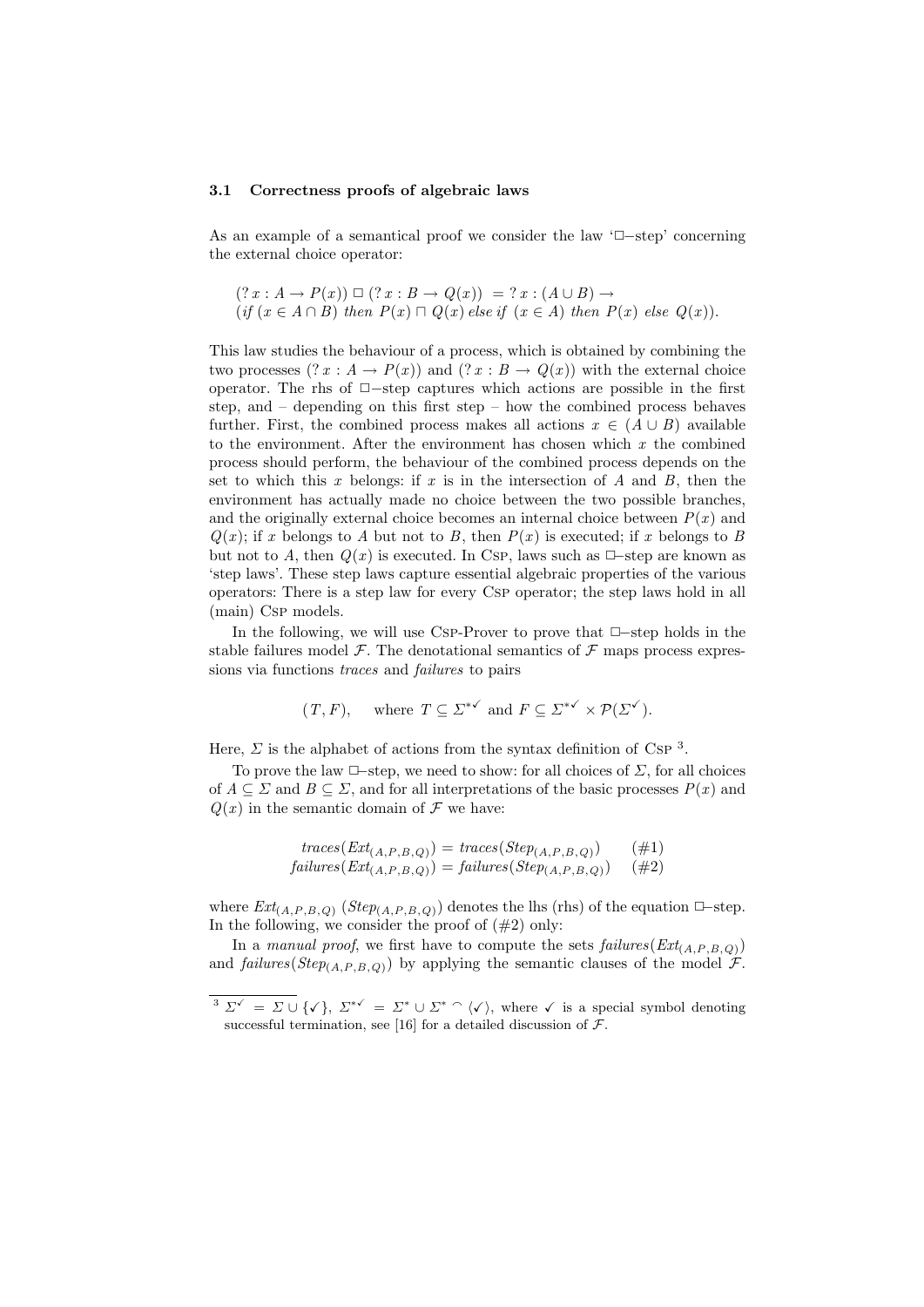### 3.1 Correctness proofs of algebraic laws

As an example of a semantical proof we consider the law '$\Box$–step' concerning the external choice operator:

$$(?\,x : A \rightarrow P(x)) \;\Box\; (?\,x : B \rightarrow Q(x)) \;=\; ?\,x : (A \cup B) \rightarrow$$
$$(\mathit{if}\ (x \in A \cap B)\ \mathit{then}\ P(x) \sqcap Q(x)\ \mathit{else\ if}\ (x \in A)\ \mathit{then}\ P(x)\ \mathit{else}\ Q(x)).$$

This law studies the behaviour of a process, which is obtained by combining the two processes $(?\,x : A \rightarrow P(x))$ and $(?\,x : B \rightarrow Q(x))$ with the external choice operator. The rhs of $\Box$–step captures which actions are possible in the first step, and – depending on this first step – how the combined process behaves further. First, the combined process makes all actions $x \in (A \cup B)$ available to the environment. After the environment has chosen which $x$ the combined process should perform, the behaviour of the combined process depends on the set to which this $x$ belongs: if $x$ is in the intersection of $A$ and $B$, then the environment has actually made no choice between the two possible branches, and the originally external choice becomes an internal choice between $P(x)$ and $Q(x)$; if $x$ belongs to $A$ but not to $B$, then $P(x)$ is executed; if $x$ belongs to $B$ but not to $A$, then $Q(x)$ is executed. In Csp, laws such as $\Box$–step are known as 'step laws'. These step laws capture essential algebraic properties of the various operators: There is a step law for every Csp operator; the step laws hold in all (main) Csp models.

In the following, we will use Csp-Prover to prove that $\Box$–step holds in the stable failures model $\mathcal{F}$. The denotational semantics of $\mathcal{F}$ maps process expressions via functions *traces* and *failures* to pairs

$$(T, F), \quad \text{where } T \subseteq \Sigma^{*\checkmark} \text{ and } F \subseteq \Sigma^{*\checkmark} \times \mathcal{P}(\Sigma^{\checkmark}).$$

Here, $\Sigma$ is the alphabet of actions from the syntax definition of Csp [3].

To prove the law $\Box$–step, we need to show: for all choices of $\Sigma$, for all choices of $A \subseteq \Sigma$ and $B \subseteq \Sigma$, and for all interpretations of the basic processes $P(x)$ and $Q(x)$ in the semantic domain of $\mathcal{F}$ we have:

$$\mathit{traces}(\mathit{Ext}_{(A,P,B,Q)}) = \mathit{traces}(\mathit{Step}_{(A,P,B,Q)}) \qquad (\#1)$$
$$\mathit{failures}(\mathit{Ext}_{(A,P,B,Q)}) = \mathit{failures}(\mathit{Step}_{(A,P,B,Q)}) \qquad (\#2)$$

where $\mathit{Ext}_{(A,P,B,Q)}$ ($\mathit{Step}_{(A,P,B,Q)}$) denotes the lhs (rhs) of the equation $\Box$–step. In the following, we consider the proof of (#2) only:

In a *manual proof*, we first have to compute the sets $\mathit{failures}(\mathit{Ext}_{(A,P,B,Q)})$ and $\mathit{failures}(\mathit{Step}_{(A,P,B,Q)})$ by applying the semantic clauses of the model $\mathcal{F}$.

---

[3] $\Sigma^{\checkmark} = \Sigma \cup \{\checkmark\}$, $\Sigma^{*\checkmark} = \Sigma^{*} \cup \Sigma^{*} \frown \langle\checkmark\rangle$, where $\checkmark$ is a special symbol denoting successful termination, see [16] for a detailed discussion of $\mathcal{F}$.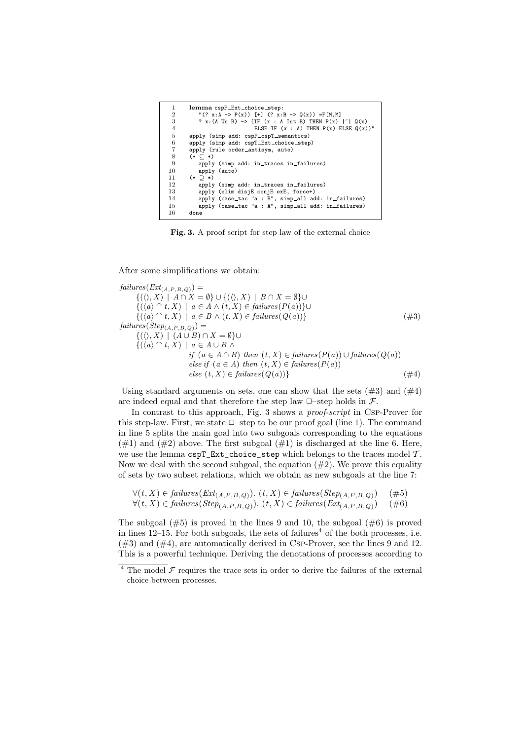```
1   lemma cspF_Ext_choice_step:
2      "(? x:A -> P(x)) [+] (? x:B -> Q(x)) =F[M,M]
3      ? x:(A Un B) -> (IF (x : A Int B) THEN P(x) |~| Q(x)
4                       ELSE IF (x : A) THEN P(x) ELSE Q(x))"
5   apply (simp add: cspF_cspT_semantics)
6   apply (simp add: cspT_Ext_choice_step)
7   apply (rule order_antisym, auto)
8   (* ⊆ *)
9      apply (simp add: in_traces in_failures)
10     apply (auto)
11  (* ⊇ *)
12     apply (simp add: in_traces in_failures)
13     apply (elim disjE conjE exE, force+)
14     apply (case_tac "a : B", simp_all add: in_failures)
15     apply (case_tac "a : A", simp_all add: in_failures)
16  done
```

**Fig. 3.** A proof script for step law of the external choice

After some simplifications we obtain:

$$
\begin{aligned}
&\mathit{failures}(\mathit{Ext}_{(A,P,B,Q)}) = \\
&\quad \{(\langle\rangle, X) \mid A \cap X = \emptyset\} \cup \{(\langle\rangle, X) \mid B \cap X = \emptyset\} \cup \\
&\quad \{(\langle a\rangle \frown t, X) \mid a \in A \wedge (t, X) \in \mathit{failures}(P(a))\} \cup \\
&\quad \{(\langle a\rangle \frown t, X) \mid a \in B \wedge (t, X) \in \mathit{failures}(Q(a))\} \qquad (\#3) \\
&\mathit{failures}(\mathit{Step}_{(A,P,B,Q)}) = \\
&\quad \{(\langle\rangle, X) \mid (A \cup B) \cap X = \emptyset\} \cup \\
&\quad \{(\langle a\rangle \frown t, X) \mid a \in A \cup B \wedge \\
&\qquad\qquad \mathit{if}\ (a \in A \cap B)\ \mathit{then}\ (t, X) \in \mathit{failures}(P(a)) \cup \mathit{failures}(Q(a)) \\
&\qquad\qquad \mathit{else\ if}\ (a \in A)\ \mathit{then}\ (t, X) \in \mathit{failures}(P(a)) \\
&\qquad\qquad \mathit{else}\ (t, X) \in \mathit{failures}(Q(a))\} \qquad (\#4)
\end{aligned}
$$

Using standard arguments on sets, one can show that the sets (#3) and (#4) are indeed equal and that therefore the step law $\Box$–step holds in $\mathcal{F}$.

In contrast to this approach, Fig. 3 shows a *proof-script* in Csp-Prover for this step-law. First, we state $\Box$–step to be our proof goal (line 1). The command in line 5 splits the main goal into two subgoals corresponding to the equations (#1) and (#2) above. The first subgoal (#1) is discharged at the line 6. Here, we use the lemma `cspT_Ext_choice_step` which belongs to the traces model $\mathcal{T}$. Now we deal with the second subgoal, the equation (#2). We prove this equality of sets by two subset relations, which we obtain as new subgoals at the line 7:

$$
\begin{aligned}
&\forall (t, X) \in \mathit{failures}(\mathit{Ext}_{(A,P,B,Q)}).\ (t, X) \in \mathit{failures}(\mathit{Step}_{(A,P,B,Q)}) \qquad (\#5) \\
&\forall (t, X) \in \mathit{failures}(\mathit{Step}_{(A,P,B,Q)}).\ (t, X) \in \mathit{failures}(\mathit{Ext}_{(A,P,B,Q)}) \qquad (\#6)
\end{aligned}
$$

The subgoal (#5) is proved in the lines 9 and 10, the subgoal (#6) is proved in lines 12–15. For both subgoals, the sets of failures[4] of the both processes, i.e. (#3) and (#4), are automatically derived in Csp-Prover, see the lines 9 and 12. This is a powerful technique. Deriving the denotations of processes according to

[4] The model $\mathcal{F}$ requires the trace sets in order to derive the failures of the external choice between processes.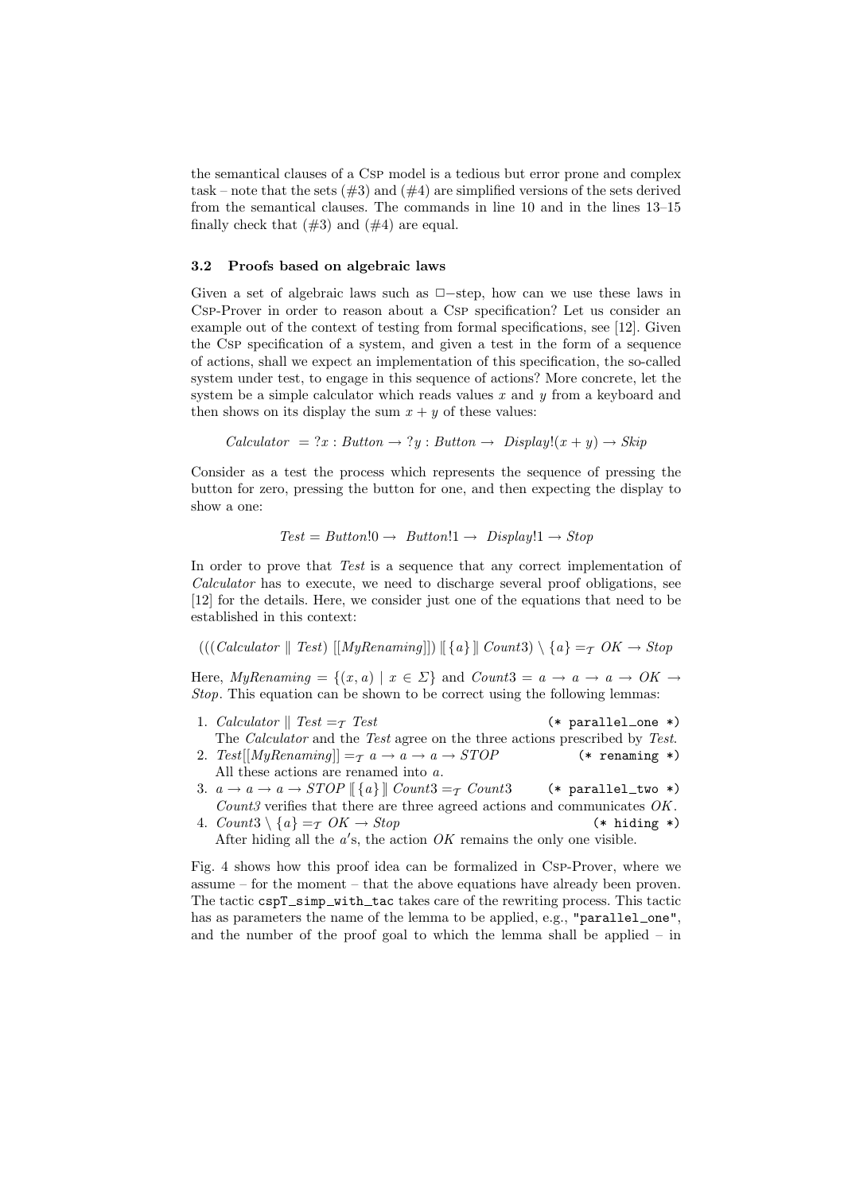the semantical clauses of a CSP model is a tedious but error prone and complex task – note that the sets (#3) and (#4) are simplified versions of the sets derived from the semantical clauses. The commands in line 10 and in the lines 13–15 finally check that (#3) and (#4) are equal.

### 3.2 Proofs based on algebraic laws

Given a set of algebraic laws such as $\Box$−step, how can we use these laws in CSP-Prover in order to reason about a CSP specification? Let us consider an example out of the context of testing from formal specifications, see [12]. Given the CSP specification of a system, and given a test in the form of a sequence of actions, shall we expect an implementation of this specification, the so-called system under test, to engage in this sequence of actions? More concrete, let the system be a simple calculator which reads values $x$ and $y$ from a keyboard and then shows on its display the sum $x + y$ of these values:

$$Calculator \;= ?x : Button \rightarrow ?y : Button \rightarrow \; Display!(x + y) \rightarrow Skip$$

Consider as a test the process which represents the sequence of pressing the button for zero, pressing the button for one, and then expecting the display to show a one:

$$Test = Button!0 \rightarrow \; Button!1 \rightarrow \; Display!1 \rightarrow Stop$$

In order to prove that *Test* is a sequence that any correct implementation of *Calculator* has to execute, we need to discharge several proof obligations, see [12] for the details. Here, we consider just one of the equations that need to be established in this context:

$$(((Calculator \parallel Test) \; [[MyRenaming]]) \; [\![ \{a\} ]\!] \; Count3) \setminus \{a\} =_{\mathcal{T}} OK \rightarrow Stop$$

Here, $MyRenaming = \{(x, a) \mid x \in \Sigma\}$ and $Count3 = a \rightarrow a \rightarrow a \rightarrow OK \rightarrow Stop$. This equation can be shown to be correct using the following lemmas:

1. $Calculator \parallel Test =_{\mathcal{T}} Test$ `(* parallel_one *)`
   The *Calculator* and the *Test* agree on the three actions prescribed by *Test*.
2. $Test[[MyRenaming]] =_{\mathcal{T}} a \rightarrow a \rightarrow a \rightarrow STOP$ `(* renaming *)`
   All these actions are renamed into $a$.
3. $a \rightarrow a \rightarrow a \rightarrow STOP \; [\![ \{a\} ]\!] \; Count3 =_{\mathcal{T}} Count3$ `(* parallel_two *)`
   *Count3* verifies that there are three agreed actions and communicates *OK*.
4. $Count3 \setminus \{a\} =_{\mathcal{T}} OK \rightarrow Stop$ `(* hiding *)`
   After hiding all the $a'$s, the action *OK* remains the only one visible.

Fig. 4 shows how this proof idea can be formalized in CSP-Prover, where we assume – for the moment – that the above equations have already been proven. The tactic `cspT_simp_with_tac` takes care of the rewriting process. This tactic has as parameters the name of the lemma to be applied, e.g., `"parallel_one"`, and the number of the proof goal to which the lemma shall be applied – in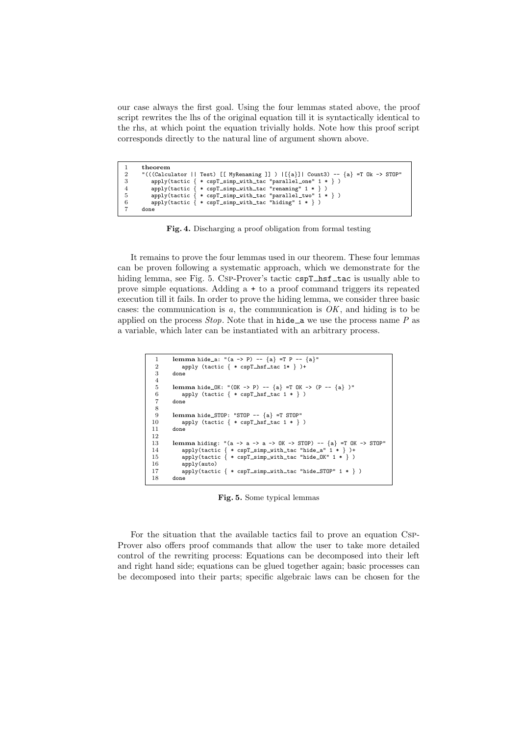our case always the first goal. Using the four lemmas stated above, the proof script rewrites the lhs of the original equation till it is syntactically identical to the rhs, at which point the equation trivially holds. Note how this proof script corresponds directly to the natural line of argument shown above.

```
1   theorem
2   "(((Calculator || Test) [[ MyRenaming ]] ) |[{a}]| Count3) -- {a} =T Ok -> STOP"
3      apply(tactic { * cspT_simp_with_tac "parallel_one" 1 * } )
4      apply(tactic { * cspT_simp_with_tac "renaming" 1 * } )
5      apply(tactic { * cspT_simp_with_tac "parallel_two" 1 * } )
6      apply(tactic { * cspT_simp_with_tac "hiding" 1 * } )
7   done
```

**Fig. 4.** Discharging a proof obligation from formal testing

It remains to prove the four lemmas used in our theorem. These four lemmas can be proven following a systematic approach, which we demonstrate for the hiding lemma, see Fig. 5. Csp-Prover's tactic `cspT_hsf_tac` is usually able to prove simple equations. Adding a `+` to a proof command triggers its repeated execution till it fails. In order to prove the hiding lemma, we consider three basic cases: the communication is $a$, the communication is $OK$, and hiding is to be applied on the process $Stop$. Note that in `hide_a` we use the process name $P$ as a variable, which later can be instantiated with an arbitrary process.

```
1    lemma hide_a: "(a -> P) -- {a} =T P -- {a}"
2       apply (tactic { * cspT_hsf_tac 1* } )+
3    done
4
5    lemma hide_OK: "(OK -> P) -- {a} =T OK -> (P -- {a} )"
6       apply (tactic { * cspT_hsf_tac 1 * } )
7    done
8
9    lemma hide_STOP: "STOP -- {a} =T STOP"
10      apply (tactic { * cspT_hsf_tac 1 * } )
11   done
12
13   lemma hiding: "(a -> a -> a -> OK -> STOP) -- {a} =T OK -> STOP"
14      apply(tactic { * cspT_simp_with_tac "hide_a" 1 * } )+
15      apply(tactic { * cspT_simp_with_tac "hide_OK" 1 * } )
16      apply(auto)
17      apply(tactic { * cspT_simp_with_tac "hide_STOP" 1 * } )
18   done
```

**Fig. 5.** Some typical lemmas

For the situation that the available tactics fail to prove an equation Csp-Prover also offers proof commands that allow the user to take more detailed control of the rewriting process: Equations can be decomposed into their left and right hand side; equations can be glued together again; basic processes can be decomposed into their parts; specific algebraic laws can be chosen for the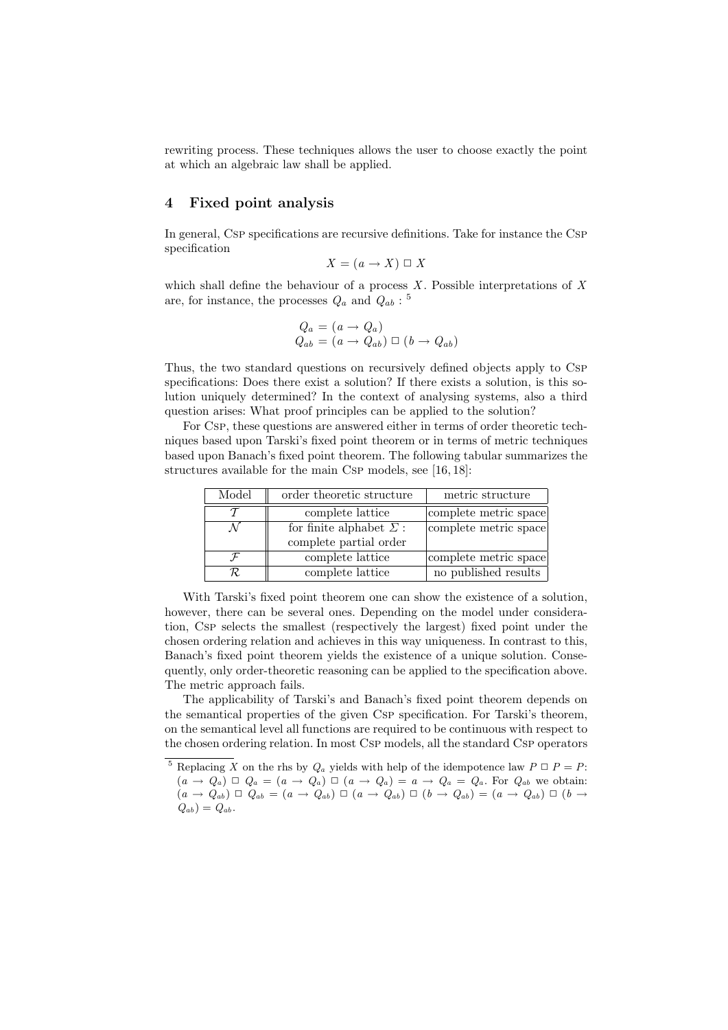rewriting process. These techniques allows the user to choose exactly the point at which an algebraic law shall be applied.

## 4 Fixed point analysis

In general, Csp specifications are recursive definitions. Take for instance the Csp specification

$$X = (a \to X) \mathrel{\Box} X$$

which shall define the behaviour of a process $X$. Possible interpretations of $X$ are, for instance, the processes $Q_a$ and $Q_{ab}$ : [5]

$$\begin{aligned} Q_a &= (a \to Q_a) \\ Q_{ab} &= (a \to Q_{ab}) \mathrel{\Box} (b \to Q_{ab}) \end{aligned}$$

Thus, the two standard questions on recursively defined objects apply to Csp specifications: Does there exist a solution? If there exists a solution, is this solution uniquely determined? In the context of analysing systems, also a third question arises: What proof principles can be applied to the solution?

For Csp, these questions are answered either in terms of order theoretic techniques based upon Tarski's fixed point theorem or in terms of metric techniques based upon Banach's fixed point theorem. The following tabular summarizes the structures available for the main Csp models, see [16, 18]:

| Model | order theoretic structure | metric structure |
|---|---|---|
| $\mathcal{T}$ | complete lattice | complete metric space |
| $\mathcal{N}$ | for finite alphabet $\Sigma$ : complete partial order | complete metric space |
| $\mathcal{F}$ | complete lattice | complete metric space |
| $\mathcal{R}$ | complete lattice | no published results |

With Tarski's fixed point theorem one can show the existence of a solution, however, there can be several ones. Depending on the model under consideration, Csp selects the smallest (respectively the largest) fixed point under the chosen ordering relation and achieves in this way uniqueness. In contrast to this, Banach's fixed point theorem yields the existence of a unique solution. Consequently, only order-theoretic reasoning can be applied to the specification above. The metric approach fails.

The applicability of Tarski's and Banach's fixed point theorem depends on the semantical properties of the given Csp specification. For Tarski's theorem, on the semantical level all functions are required to be continuous with respect to the chosen ordering relation. In most Csp models, all the standard Csp operators

---

[5] Replacing $X$ on the rhs by $Q_a$ yields with help of the idempotence law $P \mathrel{\Box} P = P$: $(a \to Q_a) \mathrel{\Box} Q_a = (a \to Q_a) \mathrel{\Box} (a \to Q_a) = a \to Q_a = Q_a$. For $Q_{ab}$ we obtain: $(a \to Q_{ab}) \mathrel{\Box} Q_{ab} = (a \to Q_{ab}) \mathrel{\Box} (a \to Q_{ab}) \mathrel{\Box} (b \to Q_{ab}) = (a \to Q_{ab}) \mathrel{\Box} (b \to Q_{ab}) = Q_{ab}$.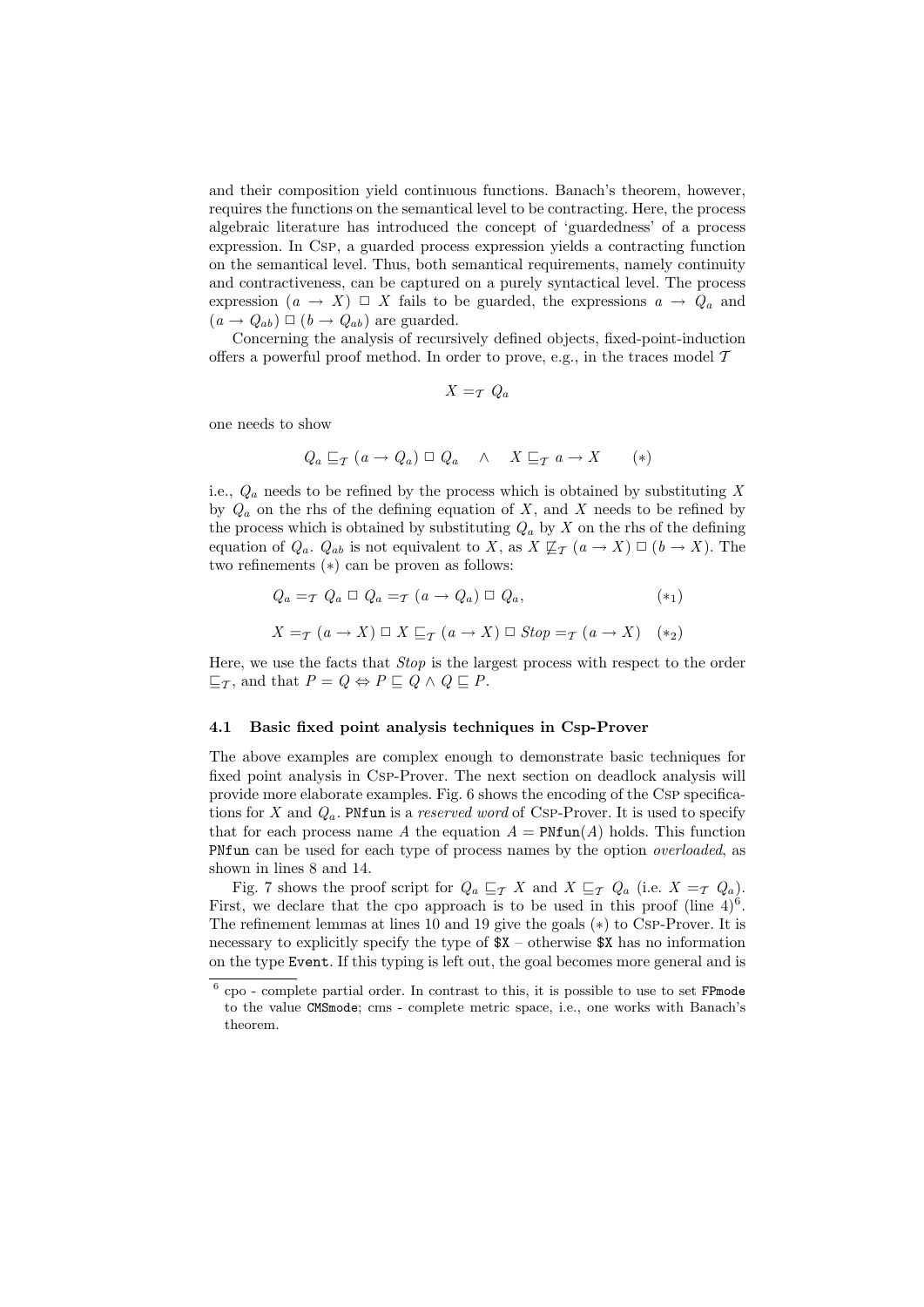and their composition yield continuous functions. Banach's theorem, however, requires the functions on the semantical level to be contracting. Here, the process algebraic literature has introduced the concept of 'guardedness' of a process expression. In Csp, a guarded process expression yields a contracting function on the semantical level. Thus, both semantical requirements, namely continuity and contractiveness, can be captured on a purely syntactical level. The process expression $(a \to X) \,\Box\, X$ fails to be guarded, the expressions $a \to Q_a$ and $(a \to Q_{ab}) \,\Box\, (b \to Q_{ab})$ are guarded.

Concerning the analysis of recursively defined objects, fixed-point-induction offers a powerful proof method. In order to prove, e.g., in the traces model $\mathcal{T}$

$$X =_{\mathcal{T}} Q_a$$

one needs to show

$$Q_a \sqsubseteq_{\mathcal{T}} (a \to Q_a) \,\Box\, Q_a \quad \wedge \quad X \sqsubseteq_{\mathcal{T}} a \to X \qquad (*)$$

i.e., $Q_a$ needs to be refined by the process which is obtained by substituting $X$ by $Q_a$ on the rhs of the defining equation of $X$, and $X$ needs to be refined by the process which is obtained by substituting $Q_a$ by $X$ on the rhs of the defining equation of $Q_a$. $Q_{ab}$ is not equivalent to $X$, as $X \not\sqsubseteq_{\mathcal{T}} (a \to X) \,\Box\, (b \to X)$. The two refinements $(*)$ can be proven as follows:

$$Q_a =_{\mathcal{T}} Q_a \,\Box\, Q_a =_{\mathcal{T}} (a \to Q_a) \,\Box\, Q_a, \qquad (*_1)$$

$$X =_{\mathcal{T}} (a \to X) \,\Box\, X \sqsubseteq_{\mathcal{T}} (a \to X) \,\Box\, \mathit{Stop} =_{\mathcal{T}} (a \to X) \quad (*_2)$$

Here, we use the facts that *Stop* is the largest process with respect to the order $\sqsubseteq_{\mathcal{T}}$, and that $P = Q \Leftrightarrow P \sqsubseteq Q \wedge Q \sqsubseteq P$.

### 4.1 Basic fixed point analysis techniques in Csp-Prover

The above examples are complex enough to demonstrate basic techniques for fixed point analysis in Csp-Prover. The next section on deadlock analysis will provide more elaborate examples. Fig. 6 shows the encoding of the Csp specifications for $X$ and $Q_a$. `PNfun` is a *reserved word* of Csp-Prover. It is used to specify that for each process name $A$ the equation $A = \texttt{PNfun}(A)$ holds. This function `PNfun` can be used for each type of process names by the option *overloaded*, as shown in lines 8 and 14.

Fig. 7 shows the proof script for $Q_a \sqsubseteq_{\mathcal{T}} X$ and $X \sqsubseteq_{\mathcal{T}} Q_a$ (i.e. $X =_{\mathcal{T}} Q_a$). First, we declare that the cpo approach is to be used in this proof (line 4)[6]. The refinement lemmas at lines 10 and 19 give the goals $(*)$ to Csp-Prover. It is necessary to explicitly specify the type of `$X` – otherwise `$X` has no information on the type `Event`. If this typing is left out, the goal becomes more general and is

[6] cpo - complete partial order. In contrast to this, it is possible to use to set `FPmode` to the value `CMSmode`; cms - complete metric space, i.e., one works with Banach's theorem.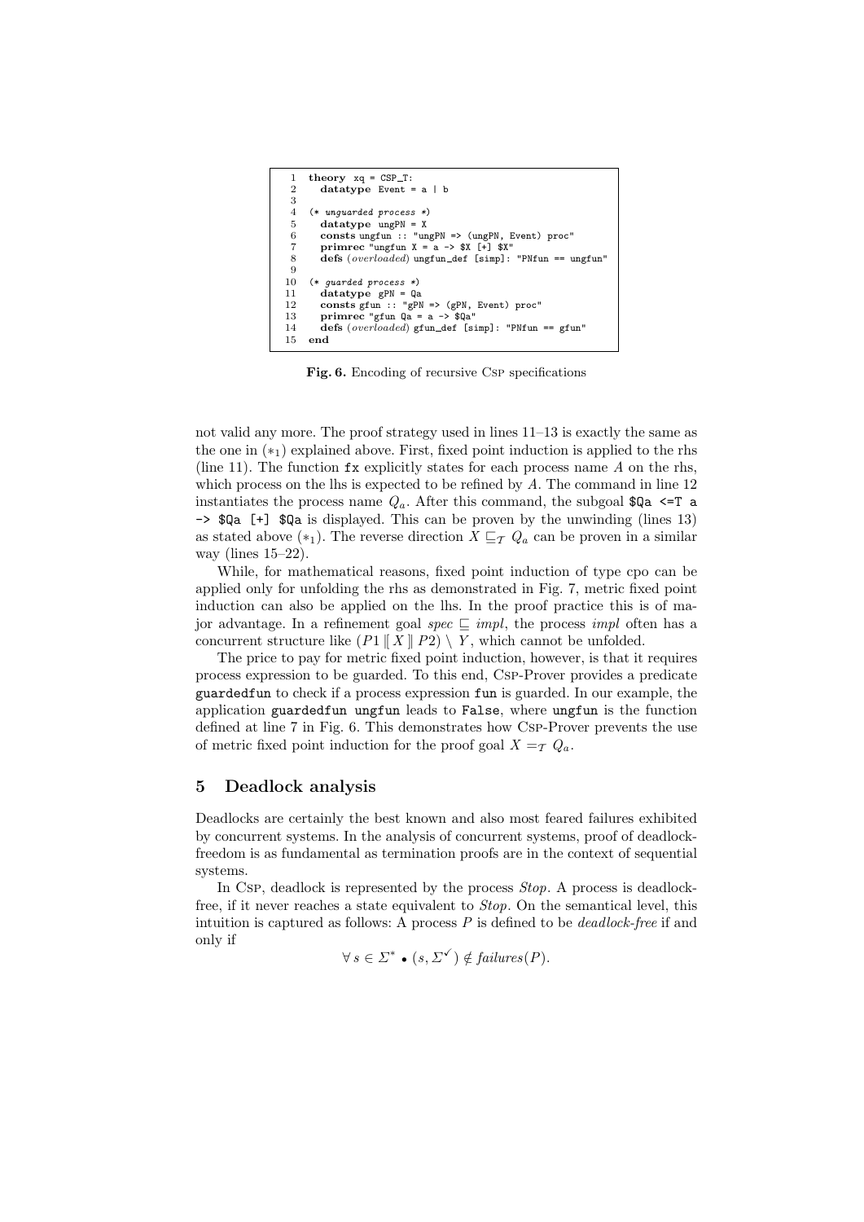```
1   theory xq = CSP_T:
2     datatype Event = a | b
3
4   (* unguarded process *)
5     datatype ungPN = X
6     consts ungfun :: "ungPN => (ungPN, Event) proc"
7     primrec "ungfun X = a -> $X [+] $X"
8     defs (overloaded) ungfun_def [simp]: "PNfun == ungfun"
9
10  (* guarded process *)
11    datatype gPN = Qa
12    consts gfun :: "gPN => (gPN, Event) proc"
13    primrec "gfun Qa = a -> $Qa"
14    defs (overloaded) gfun_def [simp]: "PNfun == gfun"
15  end
```

**Fig. 6.** Encoding of recursive Csp specifications

not valid any more. The proof strategy used in lines 11–13 is exactly the same as the one in $(*_1)$ explained above. First, fixed point induction is applied to the rhs (line 11). The function `fx` explicitly states for each process name $A$ on the rhs, which process on the lhs is expected to be refined by $A$. The command in line 12 instantiates the process name $Q_a$. After this command, the subgoal `$Qa <=T a -> $Qa [+] $Qa` is displayed. This can be proven by the unwinding (lines 13) as stated above $(*_1)$. The reverse direction $X \sqsubseteq_{\mathcal{T}} Q_a$ can be proven in a similar way (lines 15–22).

While, for mathematical reasons, fixed point induction of type cpo can be applied only for unfolding the rhs as demonstrated in Fig. 7, metric fixed point induction can also be applied on the lhs. In the proof practice this is of major advantage. In a refinement goal *spec* $\sqsubseteq$ *impl*, the process *impl* often has a concurrent structure like $(P1 \,[\![ X ]\!]\, P2) \setminus Y$, which cannot be unfolded.

The price to pay for metric fixed point induction, however, is that it requires process expression to be guarded. To this end, Csp-Prover provides a predicate `guardedfun` to check if a process expression `fun` is guarded. In our example, the application `guardedfun ungfun` leads to `False`, where `ungfun` is the function defined at line 7 in Fig. 6. This demonstrates how Csp-Prover prevents the use of metric fixed point induction for the proof goal $X =_{\mathcal{T}} Q_a$.

## 5 Deadlock analysis

Deadlocks are certainly the best known and also most feared failures exhibited by concurrent systems. In the analysis of concurrent systems, proof of deadlock-freedom is as fundamental as termination proofs are in the context of sequential systems.

In Csp, deadlock is represented by the process *Stop*. A process is deadlock-free, if it never reaches a state equivalent to *Stop*. On the semantical level, this intuition is captured as follows: A process $P$ is defined to be *deadlock-free* if and only if

$$\forall\, s \in \Sigma^* \bullet (s, \Sigma^{\checkmark}) \notin failures(P).$$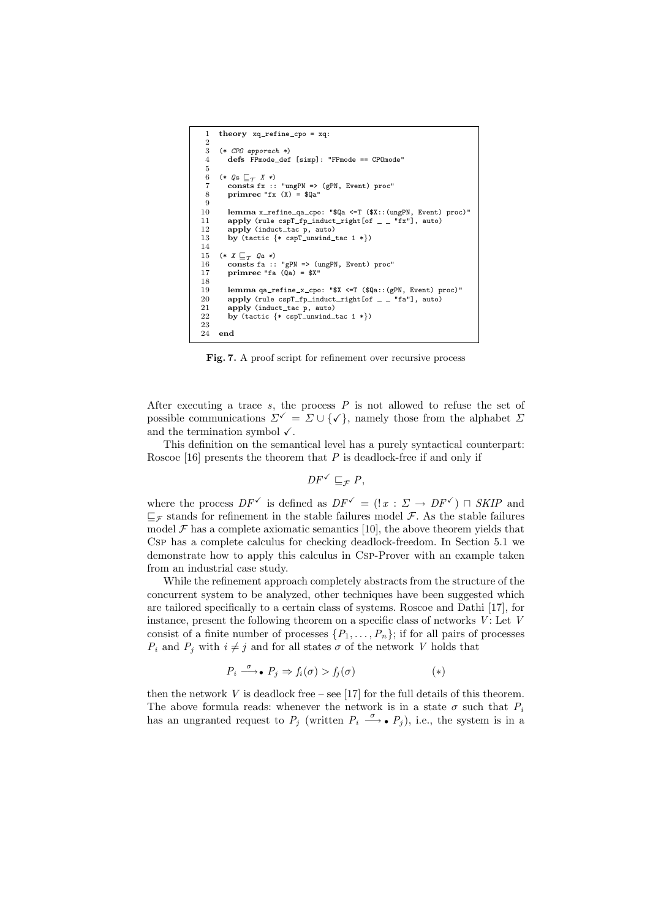```
 1  theory  xq_refine_cpo = xq:
 2
 3  (* CPO apporach *)
 4    defs FPmode_def [simp]: "FPmode == CPOmode"
 5
 6  (* Qa ⊑T X *)
 7    consts fx :: "ungPN => (gPN, Event) proc"
 8    primrec "fx (X) = $Qa"
 9
10    lemma x_refine_qa_cpo: "$Qa <=T ($X::(ungPN, Event) proc)"
11    apply (rule cspT_fp_induct_right[of _ _ "fx"], auto)
12    apply (induct_tac p, auto)
13    by (tactic {* cspT_unwind_tac 1 *})
14
15  (* X ⊑T Qa *)
16    consts fa :: "gPN => (ungPN, Event) proc"
17    primrec "fa (Qa) = $X"
18
19    lemma qa_refine_x_cpo: "$X <=T ($Qa::(gPN, Event) proc)"
20    apply (rule cspT_fp_induct_right[of _ _ "fa"], auto)
21    apply (induct_tac p, auto)
22    by (tactic {* cspT_unwind_tac 1 *})
23
24  end
```

**Fig. 7.** A proof script for refinement over recursive process

After executing a trace $s$, the process $P$ is not allowed to refuse the set of possible communications $\Sigma^{\checkmark} = \Sigma \cup \{\checkmark\}$, namely those from the alphabet $\Sigma$ and the termination symbol $\checkmark$.

This definition on the semantical level has a purely syntactical counterpart: Roscoe [16] presents the theorem that $P$ is deadlock-free if and only if

$$DF^{\checkmark} \sqsubseteq_{\mathcal{F}} P,$$

where the process $DF^{\checkmark}$ is defined as $DF^{\checkmark} = (!\,x : \Sigma \rightarrow DF^{\checkmark}) \sqcap SKIP$ and $\sqsubseteq_{\mathcal{F}}$ stands for refinement in the stable failures model $\mathcal{F}$. As the stable failures model $\mathcal{F}$ has a complete axiomatic semantics [10], the above theorem yields that Csp has a complete calculus for checking deadlock-freedom. In Section 5.1 we demonstrate how to apply this calculus in Csp-Prover with an example taken from an industrial case study.

While the refinement approach completely abstracts from the structure of the concurrent system to be analyzed, other techniques have been suggested which are tailored specifically to a certain class of systems. Roscoe and Dathi [17], for instance, present the following theorem on a specific class of networks $V$: Let $V$ consist of a finite number of processes $\{P_1, \ldots, P_n\}$; if for all pairs of processes $P_i$ and $P_j$ with $i \neq j$ and for all states $\sigma$ of the network $V$ holds that

$$P_i \xrightarrow{\sigma}\bullet\, P_j \Rightarrow f_i(\sigma) > f_j(\sigma) \qquad (*)$$

then the network $V$ is deadlock free – see [17] for the full details of this theorem. The above formula reads: whenever the network is in a state $\sigma$ such that $P_i$ has an ungranted request to $P_j$ (written $P_i \xrightarrow{\sigma}\bullet\, P_j$), i.e., the system is in a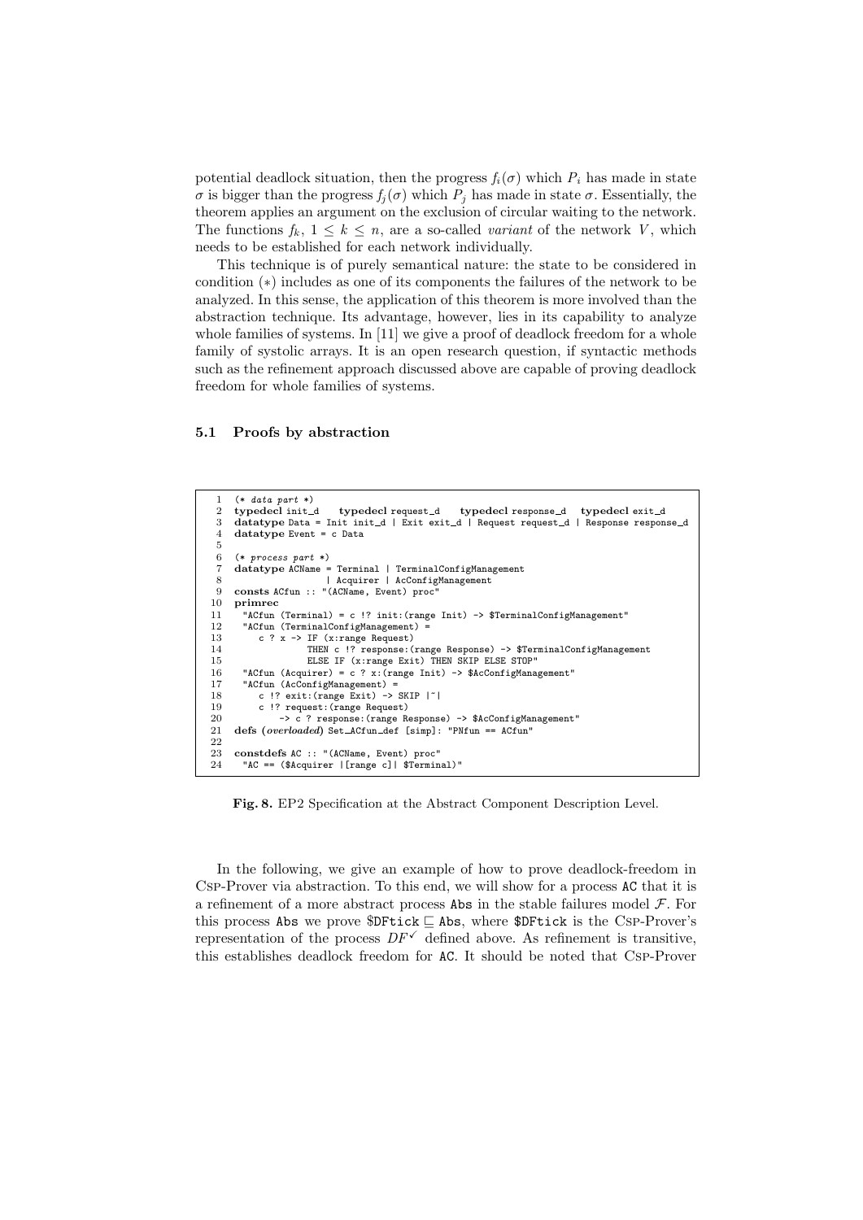potential deadlock situation, then the progress $f_i(\sigma)$ which $P_i$ has made in state $\sigma$ is bigger than the progress $f_j(\sigma)$ which $P_j$ has made in state $\sigma$. Essentially, the theorem applies an argument on the exclusion of circular waiting to the network. The functions $f_k$, $1 \leq k \leq n$, are a so-called *variant* of the network $V$, which needs to be established for each network individually.

This technique is of purely semantical nature: the state to be considered in condition $(*)$ includes as one of its components the failures of the network to be analyzed. In this sense, the application of this theorem is more involved than the abstraction technique. Its advantage, however, lies in its capability to analyze whole families of systems. In [11] we give a proof of deadlock freedom for a whole family of systolic arrays. It is an open research question, if syntactic methods such as the refinement approach discussed above are capable of proving deadlock freedom for whole families of systems.

### 5.1 Proofs by abstraction

```
 1  (* data part *)
 2  typedecl init_d    typedecl request_d    typedecl response_d   typedecl exit_d
 3  datatype Data = Init init_d | Exit exit_d | Request request_d | Response response_d
 4  datatype Event = c Data
 5
 6  (* process part *)
 7  datatype ACName = Terminal | TerminalConfigManagement
 8                  | Acquirer | AcConfigManagement
 9  consts ACfun :: "(ACName, Event) proc"
10  primrec
11    "ACfun (Terminal) = c !? init:(range Init) -> $TerminalConfigManagement"
12    "ACfun (TerminalConfigManagement) =
13       c ? x -> IF (x:range Request)
14                THEN c !? response:(range Response) -> $TerminalConfigManagement
15                ELSE IF (x:range Exit) THEN SKIP ELSE STOP"
16    "ACfun (Acquirer) = c ? x:(range Init) -> $AcConfigManagement"
17    "ACfun (AcConfigManagement) =
18       c !? exit:(range Exit) -> SKIP |~|
19       c !? request:(range Request)
20           -> c ? response:(range Response) -> $AcConfigManagement"
21  defs (overloaded) Set_ACfun_def [simp]: "PNfun == ACfun"
22
23  constdefs AC :: "(ACName, Event) proc"
24    "AC == ($Acquirer |[range c]| $Terminal)"
```

**Fig. 8.** EP2 Specification at the Abstract Component Description Level.

In the following, we give an example of how to prove deadlock-freedom in Csp-Prover via abstraction. To this end, we will show for a process AC that it is a refinement of a more abstract process Abs in the stable failures model $\mathcal{F}$. For this process Abs we prove $DFtick $\sqsubseteq$ Abs, where $DFtick is the Csp-Prover's representation of the process $DF^{\checkmark}$ defined above. As refinement is transitive, this establishes deadlock freedom for AC. It should be noted that Csp-Prover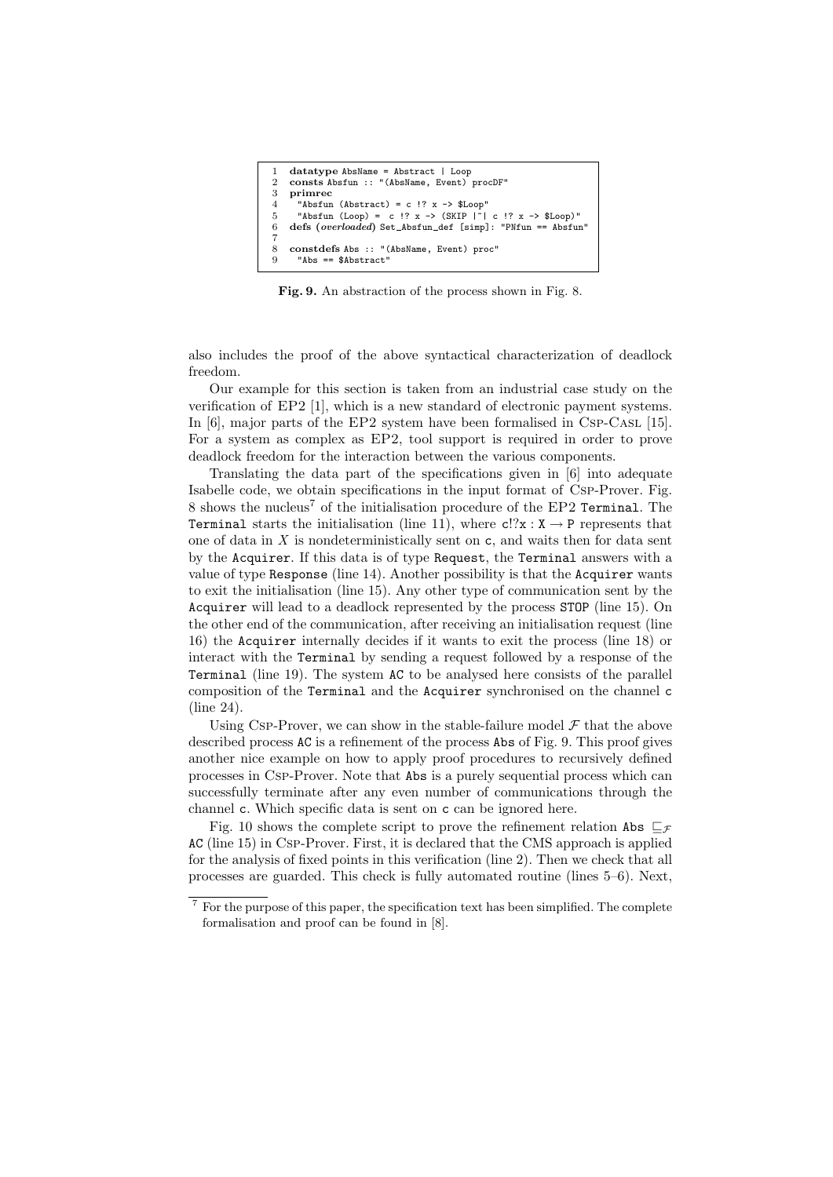```
1  datatype AbsName = Abstract | Loop
2  consts Absfun :: "(AbsName, Event) procDF"
3  primrec
4    "Absfun (Abstract) = c !? x -> $Loop"
5    "Absfun (Loop) =  c !? x -> (SKIP |~| c !? x -> $Loop)"
6  defs (overloaded) Set_Absfun_def [simp]: "PNfun == Absfun"
7
8  constdefs Abs :: "(AbsName, Event) proc"
9    "Abs == $Abstract"
```

**Fig. 9.** An abstraction of the process shown in Fig. 8.

also includes the proof of the above syntactical characterization of deadlock freedom.

Our example for this section is taken from an industrial case study on the verification of EP2 [1], which is a new standard of electronic payment systems. In [6], major parts of the EP2 system have been formalised in Csp-Casl [15]. For a system as complex as EP2, tool support is required in order to prove deadlock freedom for the interaction between the various components.

Translating the data part of the specifications given in [6] into adequate Isabelle code, we obtain specifications in the input format of Csp-Prover. Fig. 8 shows the nucleus[7] of the initialisation procedure of the EP2 `Terminal`. The `Terminal` starts the initialisation (line 11), where $\texttt{c!?x} : \texttt{X} \rightarrow \texttt{P}$ represents that one of data in $X$ is nondeterministically sent on `c`, and waits then for data sent by the `Acquirer`. If this data is of type `Request`, the `Terminal` answers with a value of type `Response` (line 14). Another possibility is that the `Acquirer` wants to exit the initialisation (line 15). Any other type of communication sent by the `Acquirer` will lead to a deadlock represented by the process `STOP` (line 15). On the other end of the communication, after receiving an initialisation request (line 16) the `Acquirer` internally decides if it wants to exit the process (line 18) or interact with the `Terminal` by sending a request followed by a response of the `Terminal` (line 19). The system `AC` to be analysed here consists of the parallel composition of the `Terminal` and the `Acquirer` synchronised on the channel `c` (line 24).

Using Csp-Prover, we can show in the stable-failure model $\mathcal{F}$ that the above described process `AC` is a refinement of the process `Abs` of Fig. 9. This proof gives another nice example on how to apply proof procedures to recursively defined processes in Csp-Prover. Note that `Abs` is a purely sequential process which can successfully terminate after any even number of communications through the channel `c`. Which specific data is sent on `c` can be ignored here.

Fig. 10 shows the complete script to prove the refinement relation `Abs` $\sqsubseteq_{\mathcal{F}}$ `AC` (line 15) in Csp-Prover. First, it is declared that the CMS approach is applied for the analysis of fixed points in this verification (line 2). Then we check that all processes are guarded. This check is fully automated routine (lines 5–6). Next,

[7] For the purpose of this paper, the specification text has been simplified. The complete formalisation and proof can be found in [8].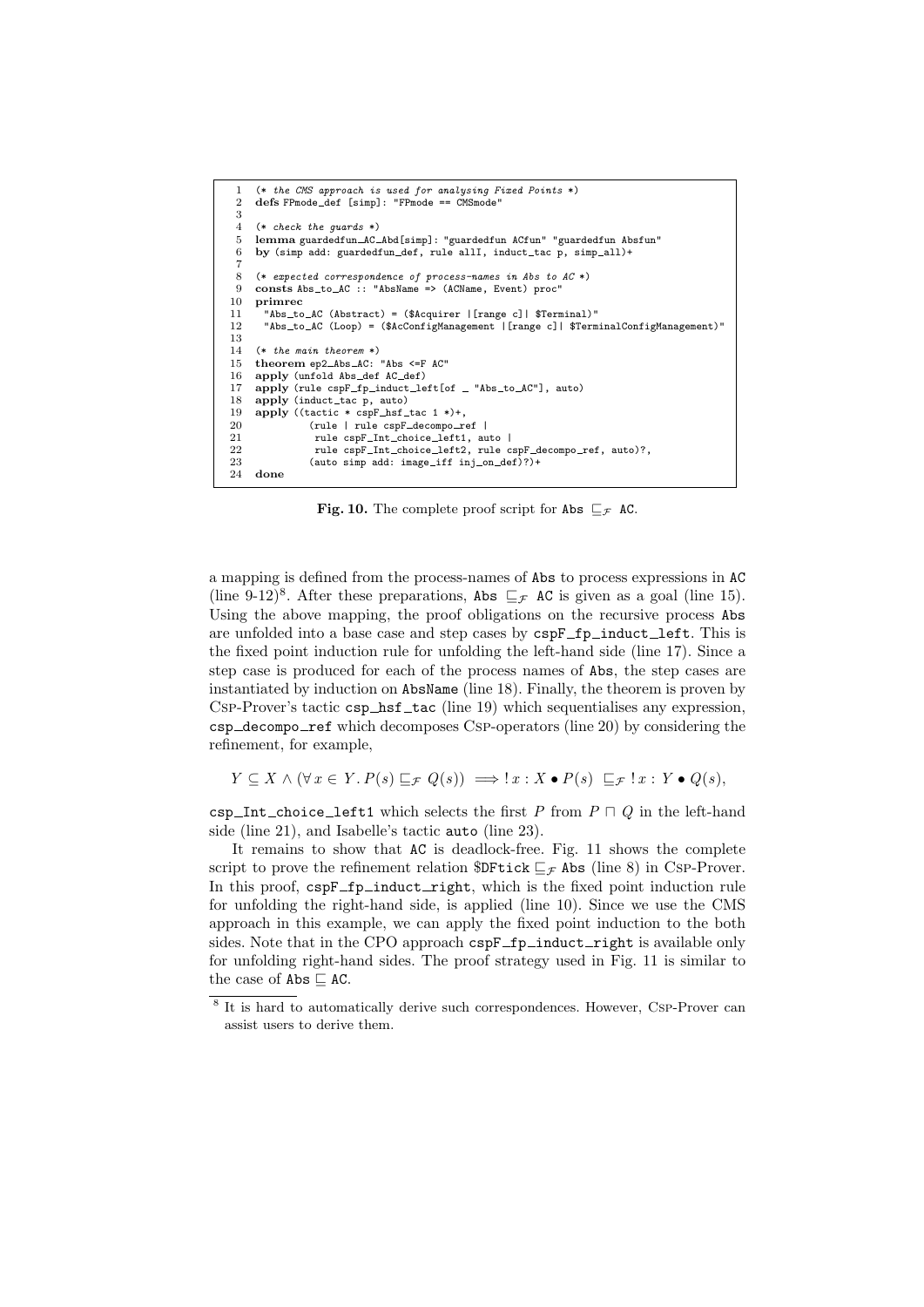```
1   (* the CMS approach is used for analysing Fixed Points *)
2   defs FPmode_def [simp]: "FPmode == CMSmode"
3
4   (* check the guards *)
5   lemma guardedfun_AC_Abd[simp]: "guardedfun ACfun" "guardedfun Absfun"
6   by (simp add: guardedfun_def, rule allI, induct_tac p, simp_all)+
7
8   (* expected correspondence of process-names in Abs to AC *)
9   consts Abs_to_AC :: "AbsName => (ACName, Event) proc"
10  primrec
11    "Abs_to_AC (Abstract) = ($Acquirer |[range c]| $Terminal)"
12    "Abs_to_AC (Loop) = ($AcConfigManagement |[range c]| $TerminalConfigManagement)"
13
14  (* the main theorem *)
15  theorem ep2_Abs_AC: "Abs <=F AC"
16  apply (unfold Abs_def AC_def)
17  apply (rule cspF_fp_induct_left[of _ "Abs_to_AC"], auto)
18  apply (induct_tac p, auto)
19  apply ((tactic * cspF_hsf_tac 1 *)+,
20          (rule | rule cspF_decompo_ref |
21           rule cspF_Int_choice_left1, auto |
22           rule cspF_Int_choice_left2, rule cspF_decompo_ref, auto)?,
23          (auto simp add: image_iff inj_on_def)?)+
24  done
```

**Fig. 10.** The complete proof script for Abs $\sqsubseteq_{\mathcal{F}}$ AC.

a mapping is defined from the process-names of Abs to process expressions in AC (line 9-12)[8]. After these preparations, Abs $\sqsubseteq_{\mathcal{F}}$ AC is given as a goal (line 15). Using the above mapping, the proof obligations on the recursive process Abs are unfolded into a base case and step cases by cspF_fp_induct_left. This is the fixed point induction rule for unfolding the left-hand side (line 17). Since a step case is produced for each of the process names of Abs, the step cases are instantiated by induction on AbsName (line 18). Finally, the theorem is proven by Csp-Prover's tactic csp_hsf_tac (line 19) which sequentialises any expression, csp_decompo_ref which decomposes Csp-operators (line 20) by considering the refinement, for example,

$$Y \subseteq X \wedge (\forall x \in Y. P(s) \sqsubseteq_{\mathcal{F}} Q(s)) \implies !\,x : X \bullet P(s) \sqsubseteq_{\mathcal{F}} !\,x : Y \bullet Q(s),$$

csp_Int_choice_left1 which selects the first $P$ from $P \sqcap Q$ in the left-hand side (line 21), and Isabelle's tactic auto (line 23).

It remains to show that AC is deadlock-free. Fig. 11 shows the complete script to prove the refinement relation \$DFtick $\sqsubseteq_{\mathcal{F}}$ Abs (line 8) in Csp-Prover. In this proof, cspF_fp_induct_right, which is the fixed point induction rule for unfolding the right-hand side, is applied (line 10). Since we use the CMS approach in this example, we can apply the fixed point induction to the both sides. Note that in the CPO approach cspF_fp_induct_right is available only for unfolding right-hand sides. The proof strategy used in Fig. 11 is similar to the case of Abs $\sqsubseteq$ AC.

[8] It is hard to automatically derive such correspondences. However, Csp-Prover can assist users to derive them.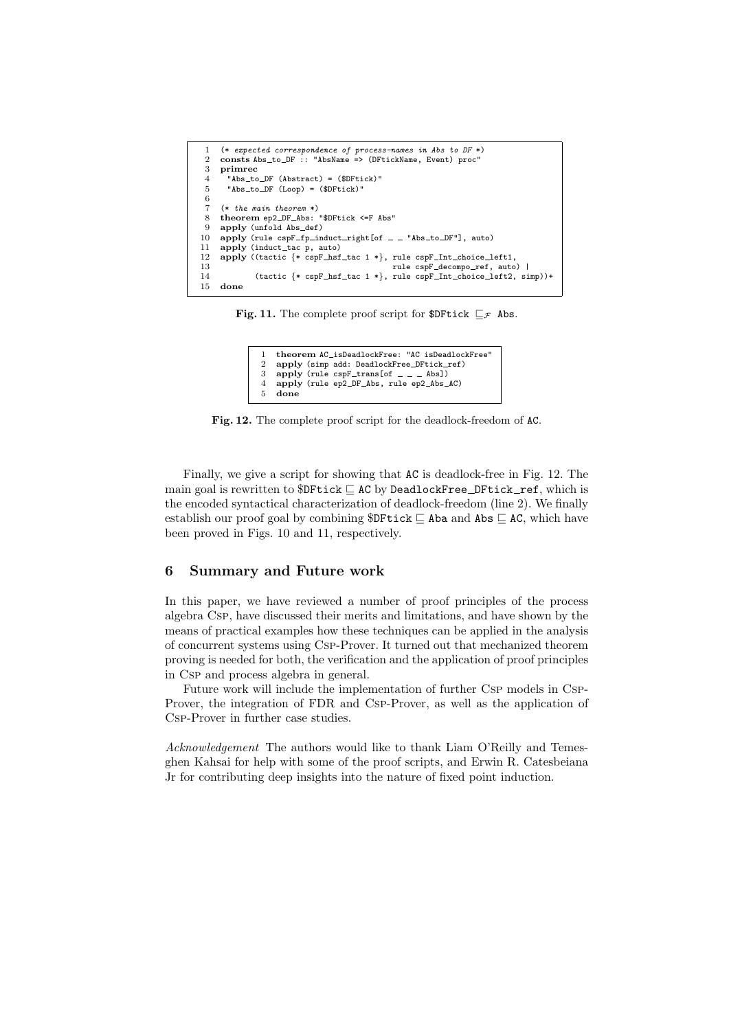```
1  (* expected correspondence of process-names in Abs to DF *)
2  consts Abs_to_DF :: "AbsName => (DFtickName, Event) proc"
3  primrec
4    "Abs_to_DF (Abstract) = ($DFtick)"
5    "Abs_to_DF (Loop) = ($DFtick)"
6
7  (* the main theorem *)
8  theorem ep2_DF_Abs: "$DFtick <=F Abs"
9  apply (unfold Abs_def)
10 apply (rule cspF_fp_induct_right[of _ _ "Abs_to_DF"], auto)
11 apply (induct_tac p, auto)
12 apply ((tactic {* cspF_hsf_tac 1 *}, rule cspF_Int_choice_left1,
13                                     rule cspF_decompo_ref, auto) |
14        (tactic {* cspF_hsf_tac 1 *}, rule cspF_Int_choice_left2, simp))+
15 done
```

**Fig. 11.** The complete proof script for $DFtick $\sqsubseteq_{\mathcal{F}}$ Abs.

```
1  theorem AC_isDeadlockFree: "AC isDeadlockFree"
2  apply (simp add: DeadlockFree_DFtick_ref)
3  apply (rule cspF_trans[of _ _ _ Abs])
4  apply (rule ep2_DF_Abs, rule ep2_Abs_AC)
5  done
```

**Fig. 12.** The complete proof script for the deadlock-freedom of AC.

Finally, we give a script for showing that AC is deadlock-free in Fig. 12. The main goal is rewritten to $DFtick $\sqsubseteq$ AC by DeadlockFree_DFtick_ref, which is the encoded syntactical characterization of deadlock-freedom (line 2). We finally establish our proof goal by combining $DFtick $\sqsubseteq$ Aba and Abs $\sqsubseteq$ AC, which have been proved in Figs. 10 and 11, respectively.

## 6 Summary and Future work

In this paper, we have reviewed a number of proof principles of the process algebra Csp, have discussed their merits and limitations, and have shown by the means of practical examples how these techniques can be applied in the analysis of concurrent systems using Csp-Prover. It turned out that mechanized theorem proving is needed for both, the verification and the application of proof principles in Csp and process algebra in general.

Future work will include the implementation of further Csp models in Csp-Prover, the integration of FDR and Csp-Prover, as well as the application of Csp-Prover in further case studies.

*Acknowledgement* The authors would like to thank Liam O'Reilly and Temesghen Kahsai for help with some of the proof scripts, and Erwin R. Catesbeiana Jr for contributing deep insights into the nature of fixed point induction.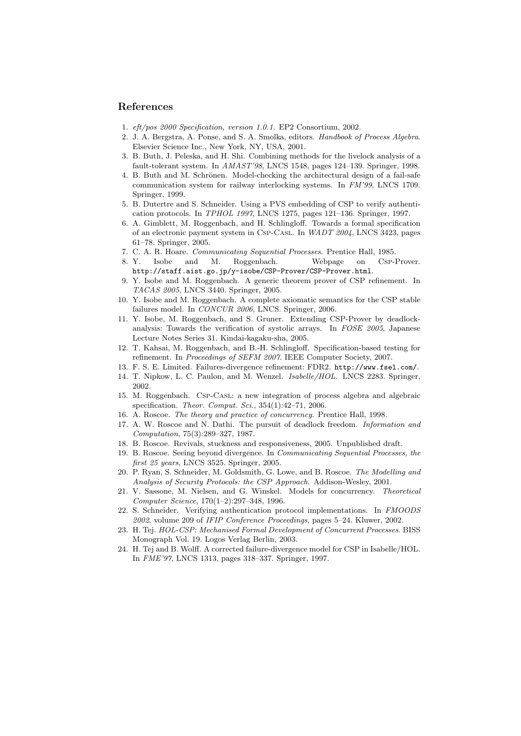## References

1. *eft/pos 2000 Specification, version 1.0.1.* EP2 Consortium, 2002.
2. J. A. Bergstra, A. Ponse, and S. A. Smolka, editors. *Handbook of Process Algebra*. Elsevier Science Inc., New York, NY, USA, 2001.
3. B. Buth, J. Peleska, and H. Shi. Combining methods for the livelock analysis of a fault-tolerant system. In *AMAST'98*, LNCS 1548, pages 124–139. Springer, 1998.
4. B. Buth and M. Schrönen. Model-checking the architectural design of a fail-safe communication system for railway interlocking systems. In *FM'99*, LNCS 1709. Springer, 1999.
5. B. Dutertre and S. Schneider. Using a PVS embedding of CSP to verify authentication protocols. In *TPHOL 1997*, LNCS 1275, pages 121–136. Springer, 1997.
6. A. Gimblett, M. Roggenbach, and H. Schlingloff. Towards a formal specification of an electronic payment system in Csp-Casl. In *WADT 2004*, LNCS 3423, pages 61–78. Springer, 2005.
7. C. A. R. Hoare. *Communicating Sequential Processes*. Prentice Hall, 1985.
8. Y. Isobe and M. Roggenbach. Webpage on Csp-Prover. http://staff.aist.go.jp/y-isobe/CSP-Prover/CSP-Prover.html.
9. Y. Isobe and M. Roggenbach. A generic theorem prover of CSP refinement. In *TACAS 2005*, LNCS 3440. Springer, 2005.
10. Y. Isobe and M. Roggenbach. A complete axiomatic semantics for the CSP stable failures model. In *CONCUR 2006*, LNCS. Springer, 2006.
11. Y. Isobe, M. Roggenbach, and S. Gruner. Extending CSP-Prover by deadlock-analysis: Towards the verification of systolic arrays. In *FOSE 2005*, Japanese Lecture Notes Series 31. Kindai-kagaku-sha, 2005.
12. T. Kahsai, M. Roggenbach, and B.-H. Schlingloff. Specification-based testing for refinement. In *Proceedings of SEFM 2007*. IEEE Computer Society, 2007.
13. F. S. E. Limited. Failures-divergence refinement: FDR2. http://www.fsel.com/.
14. T. Nipkow, L. C. Paulon, and M. Wenzel. *Isabelle/HOL*. LNCS 2283. Springer, 2002.
15. M. Roggenbach. Csp-Casl: a new integration of process algebra and algebraic specification. *Theor. Comput. Sci.*, 354(1):42–71, 2006.
16. A. Roscoe. *The theory and practice of concurrency*. Prentice Hall, 1998.
17. A. W. Roscoe and N. Dathi. The pursuit of deadlock freedom. *Information and Computation*, 75(3):289–327, 1987.
18. B. Roscoe. Revivals, stuckness and responsiveness, 2005. Unpublished draft.
19. B. Roscoe. Seeing beyond divergence. In *Communicating Sequential Processes, the first 25 years*, LNCS 3525. Springer, 2005.
20. P. Ryan, S. Schneider, M. Goldsmith, G. Lowe, and B. Roscoe. *The Modelling and Analysis of Security Protocols: the CSP Approach*. Addison-Wesley, 2001.
21. V. Sassone, M. Nielsen, and G. Winskel. Models for concurrency. *Theoretical Computer Science*, 170(1–2):297–348, 1996.
22. S. Schneider. Verifying authentication protocol implementations. In *FMOODS 2002*, volume 209 of *IFIP Conference Proceedings*, pages 5–24. Kluwer, 2002.
23. H. Tej. *HOL-CSP: Mechanised Formal Development of Concurrent Processes*. BISS Monograph Vol. 19. Logos Verlag Berlin, 2003.
24. H. Tej and B. Wolff. A corrected failure-divergence model for CSP in Isabelle/HOL. In *FME'97*, LNCS 1313, pages 318–337. Springer, 1997.